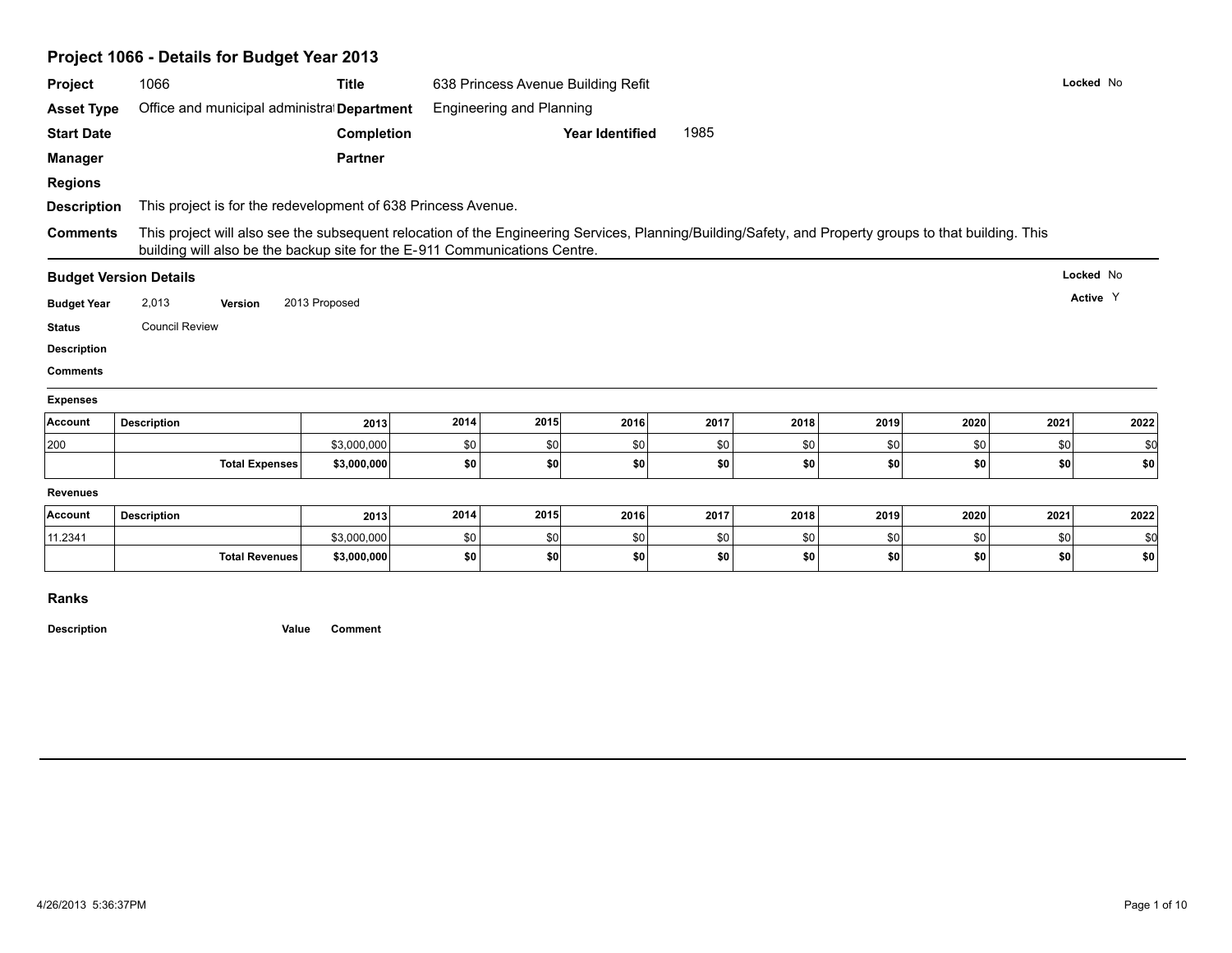# Project 1066 - Details for Budget Year 2013

**Project** 1066 **Title** 638 Princess Avenue Building Refit **Locked** No

**Asset Type** Office and municipal administrat **Department** Engineering and Planning

**Start Date** **Completion** **Year Identified** 1985

**Manager** **Partner**

**Regions**

**Description** This project is for the redevelopment of 638 Princess Avenue.

**Comments** This project will also see the subsequent relocation of the Engineering Services, Planning/Building/Safety, and Property groups to that building. This building will also be the backup site for the E-911 Communications Centre.

## Budget Version Details

**Locked** No

**Active** Y

**Budget Year** 2,013 **Version** 2013 Proposed

**Status** Council Review

**Description**

**Comments**

**Expenses**

| Account | Description | 2013 | 2014 | 2015 | 2016 | 2017 | 2018 | 2019 | 2020 | 2021 | 2022 |
|---|---|---|---|---|---|---|---|---|---|---|---|
| 200 | | $3,000,000 | $0 | $0 | $0 | $0 | $0 | $0 | $0 | $0 | $0 |
| | **Total Expenses** | **$3,000,000** | **$0** | **$0** | **$0** | **$0** | **$0** | **$0** | **$0** | **$0** | **$0** |

**Revenues**

| Account | Description | 2013 | 2014 | 2015 | 2016 | 2017 | 2018 | 2019 | 2020 | 2021 | 2022 |
|---|---|---|---|---|---|---|---|---|---|---|---|
| 11.2341 | | $3,000,000 | $0 | $0 | $0 | $0 | $0 | $0 | $0 | $0 | $0 |
| | **Total Revenues** | **$3,000,000** | **$0** | **$0** | **$0** | **$0** | **$0** | **$0** | **$0** | **$0** | **$0** |

## Ranks

| Description | Value | Comment |
|---|---|---|

4/26/2013 5:36:37PM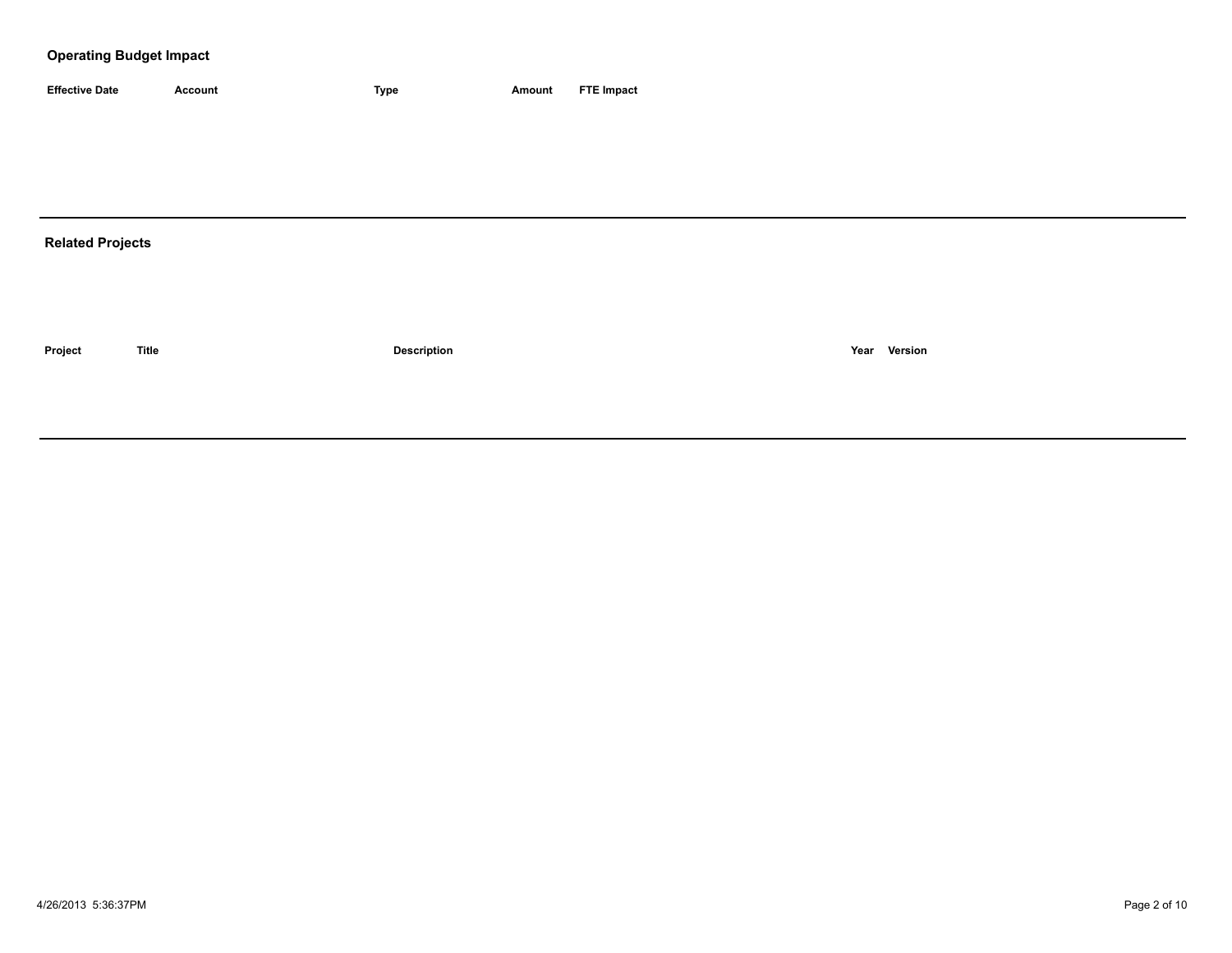## Operating Budget Impact

| Effective Date | Account | Type | Amount | FTE Impact |
|---|---|---|---|---|

## Related Projects

| Project | Title | Description | Year | Version |
|---|---|---|---|---|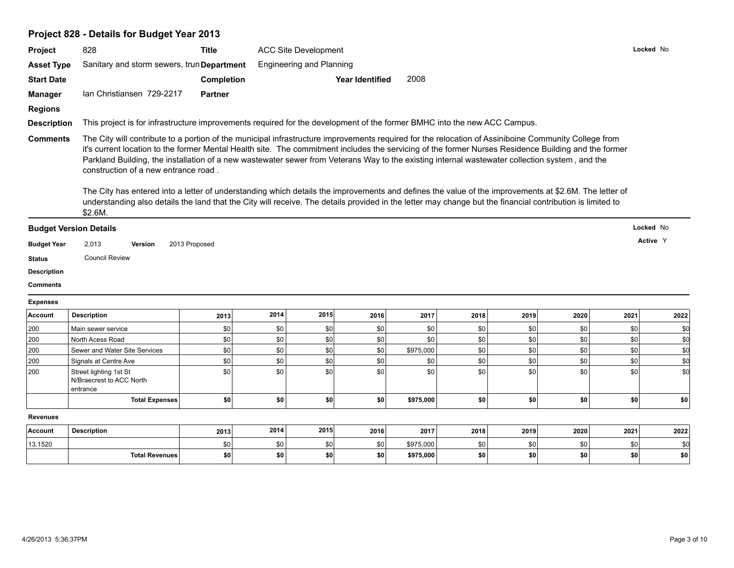## Project 828 - Details for Budget Year 2013

**Project** 828 **Title** ACC Site Development **Locked** No

**Asset Type** Sanitary and storm sewers, trun **Department** Engineering and Planning

**Start Date** **Completion** **Year Identified** 2008

**Manager** Ian Christiansen 729-2217 **Partner**

**Regions**

**Description** This project is for infrastructure improvements required for the development of the former BMHC into the new ACC Campus.

**Comments** The City will contribute to a portion of the municipal infrastructure improvements required for the relocation of Assiniboine Community College from it's current location to the former Mental Health site. The commitment includes the servicing of the former Nurses Residence Building and the former Parkland Building, the installation of a new wastewater sewer from Veterans Way to the existing internal wastewater collection system , and the construction of a new entrance road .

The City has entered into a letter of understanding which details the improvements and defines the value of the improvements at $2.6M. The letter of understanding also details the land that the City will receive. The details provided in the letter may change but the financial contribution is limited to $2.6M.

### Budget Version Details

**Locked** No

**Active** Y

**Budget Year** 2,013 **Version** 2013 Proposed

**Status** Council Review

**Description**

**Comments**

**Expenses**

| Account | Description | 2013 | 2014 | 2015 | 2016 | 2017 | 2018 | 2019 | 2020 | 2021 | 2022 |
|---|---|---|---|---|---|---|---|---|---|---|---|
| 200 | Main sewer service | $0 | $0 | $0 | $0 | $0 | $0 | $0 | $0 | $0 | $0 |
| 200 | North Acess Road | $0 | $0 | $0 | $0 | $0 | $0 | $0 | $0 | $0 | $0 |
| 200 | Sewer and Water Site Services | $0 | $0 | $0 | $0 | $975,000 | $0 | $0 | $0 | $0 | $0 |
| 200 | Signals at Centre Ave | $0 | $0 | $0 | $0 | $0 | $0 | $0 | $0 | $0 | $0 |
| 200 | Street lighting 1st St N/Braecrest to ACC North entrance | $0 | $0 | $0 | $0 | $0 | $0 | $0 | $0 | $0 | $0 |
| | **Total Expenses** | **$0** | **$0** | **$0** | **$0** | **$975,000** | **$0** | **$0** | **$0** | **$0** | **$0** |

**Revenues**

| Account | Description | 2013 | 2014 | 2015 | 2016 | 2017 | 2018 | 2019 | 2020 | 2021 | 2022 |
|---|---|---|---|---|---|---|---|---|---|---|---|
| 13.1520 | | $0 | $0 | $0 | $0 | $975,000 | $0 | $0 | $0 | $0 | $0 |
| | **Total Revenues** | **$0** | **$0** | **$0** | **$0** | **$975,000** | **$0** | **$0** | **$0** | **$0** | **$0** |

4/26/2013 5:36:37PM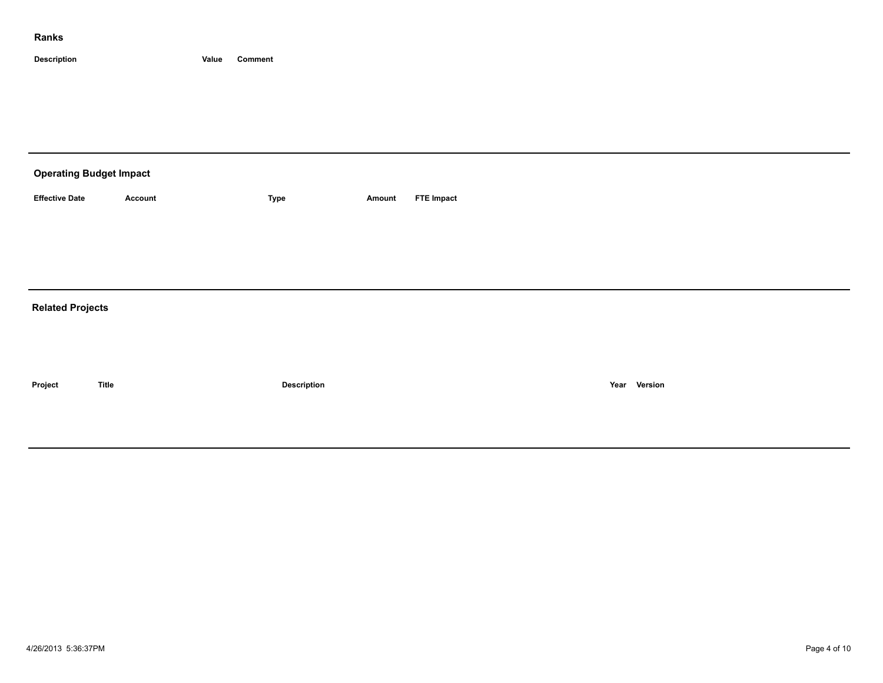## Ranks

| Description | Value | Comment |
|---|---|---|

---

## Operating Budget Impact

| Effective Date | Account | Type | Amount | FTE Impact |
|---|---|---|---|---|

---

## Related Projects

| Project | Title | Description | Year | Version |
|---|---|---|---|---|

---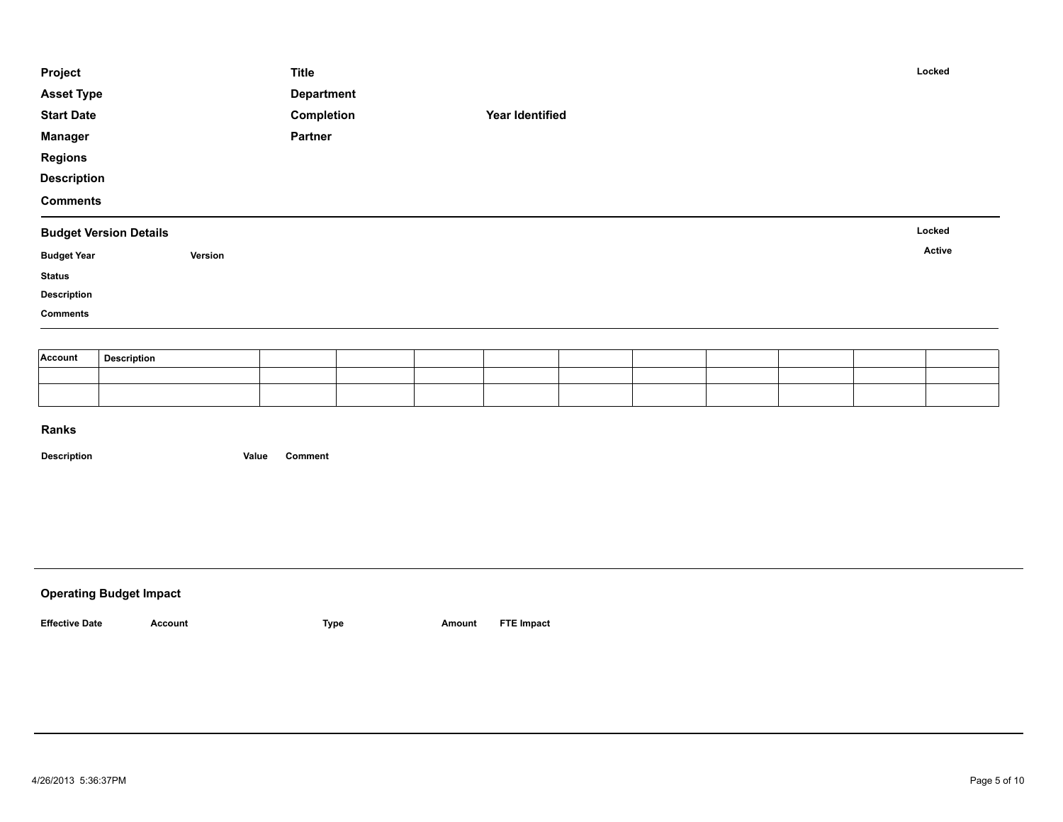**Project** **Title** **Locked**

**Asset Type** **Department**

**Start Date** **Completion** **Year Identified**

**Manager** **Partner**

**Regions**

**Description**

**Comments**

---

## Budget Version Details

**Locked**

**Budget Year** **Version** **Active**

**Status**

**Description**

**Comments**

---

| Account | Description | | | | | | | | | | |
|---|---|---|---|---|---|---|---|---|---|---|---|
| | | | | | | | | | | | |
| | | | | | | | | | | | |

## Ranks

**Description** **Value** **Comment**

---

## Operating Budget Impact

**Effective Date** **Account** **Type** **Amount** **FTE Impact**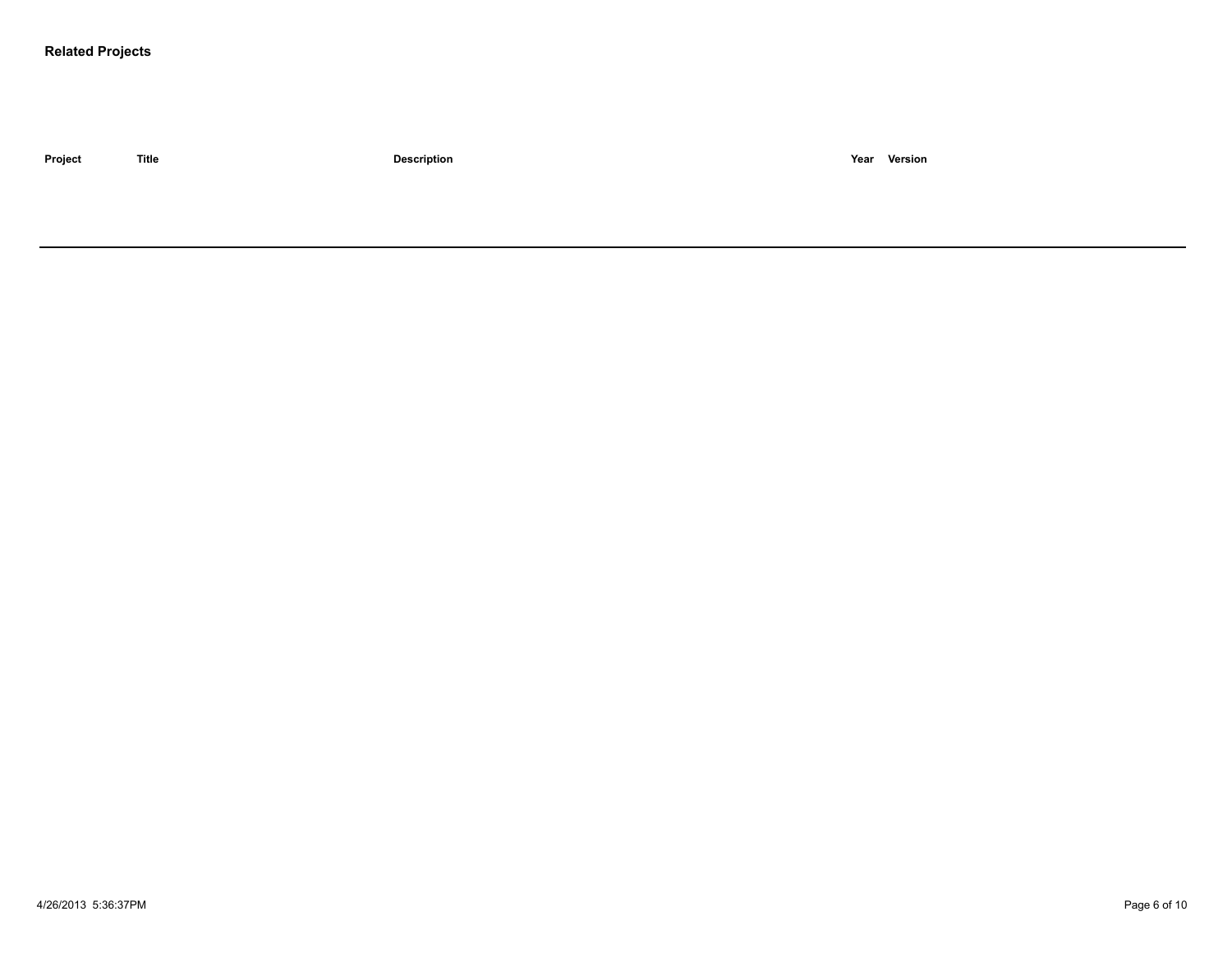**Related Projects**

| Project | Title | Description | Year | Version |
|---|---|---|---|---|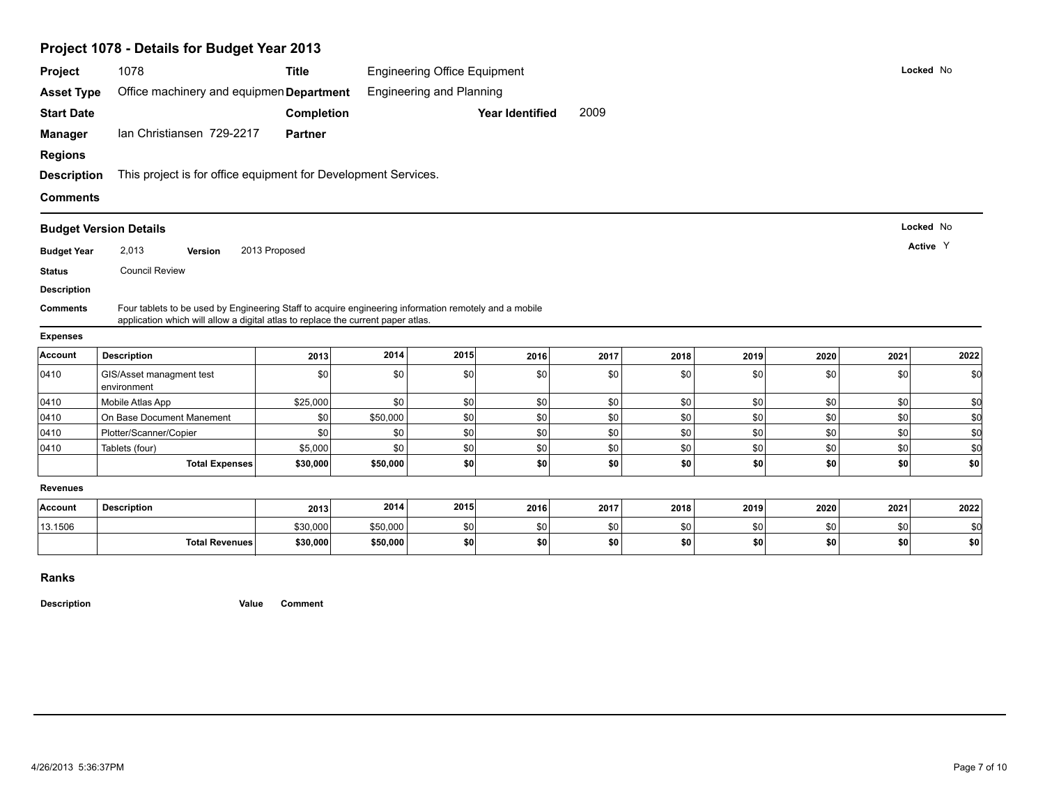# Project 1078 - Details for Budget Year 2013

**Project** 1078 **Title** Engineering Office Equipment **Locked** No

**Asset Type** Office machinery and equipmen **Department** Engineering and Planning

**Start Date** **Completion** **Year Identified** 2009

**Manager** Ian Christiansen 729-2217 **Partner**

**Regions**

**Description** This project is for office equipment for Development Services.

**Comments**

## Budget Version Details

**Locked** No

**Active** Y

**Budget Year** 2,013 **Version** 2013 Proposed

**Status** Council Review

**Description**

**Comments** Four tablets to be used by Engineering Staff to acquire engineering information remotely and a mobile application which will allow a digital atlas to replace the current paper atlas.

**Expenses**

| Account | Description | 2013 | 2014 | 2015 | 2016 | 2017 | 2018 | 2019 | 2020 | 2021 | 2022 |
|---|---|---|---|---|---|---|---|---|---|---|---|
| 0410 | GIS/Asset managment test environment | $0 | $0 | $0 | $0 | $0 | $0 | $0 | $0 | $0 | $0 |
| 0410 | Mobile Atlas App | $25,000 | $0 | $0 | $0 | $0 | $0 | $0 | $0 | $0 | $0 |
| 0410 | On Base Document Manement | $0 | $50,000 | $0 | $0 | $0 | $0 | $0 | $0 | $0 | $0 |
| 0410 | Plotter/Scanner/Copier | $0 | $0 | $0 | $0 | $0 | $0 | $0 | $0 | $0 | $0 |
| 0410 | Tablets (four) | $5,000 | $0 | $0 | $0 | $0 | $0 | $0 | $0 | $0 | $0 |
| | **Total Expenses** | **$30,000** | **$50,000** | **$0** | **$0** | **$0** | **$0** | **$0** | **$0** | **$0** | **$0** |

**Revenues**

| Account | Description | 2013 | 2014 | 2015 | 2016 | 2017 | 2018 | 2019 | 2020 | 2021 | 2022 |
|---|---|---|---|---|---|---|---|---|---|---|---|
| 13.1506 | | $30,000 | $50,000 | $0 | $0 | $0 | $0 | $0 | $0 | $0 | $0 |
| | **Total Revenues** | **$30,000** | **$50,000** | **$0** | **$0** | **$0** | **$0** | **$0** | **$0** | **$0** | **$0** |

## Ranks

| Description | Value | Comment |
|---|---|---|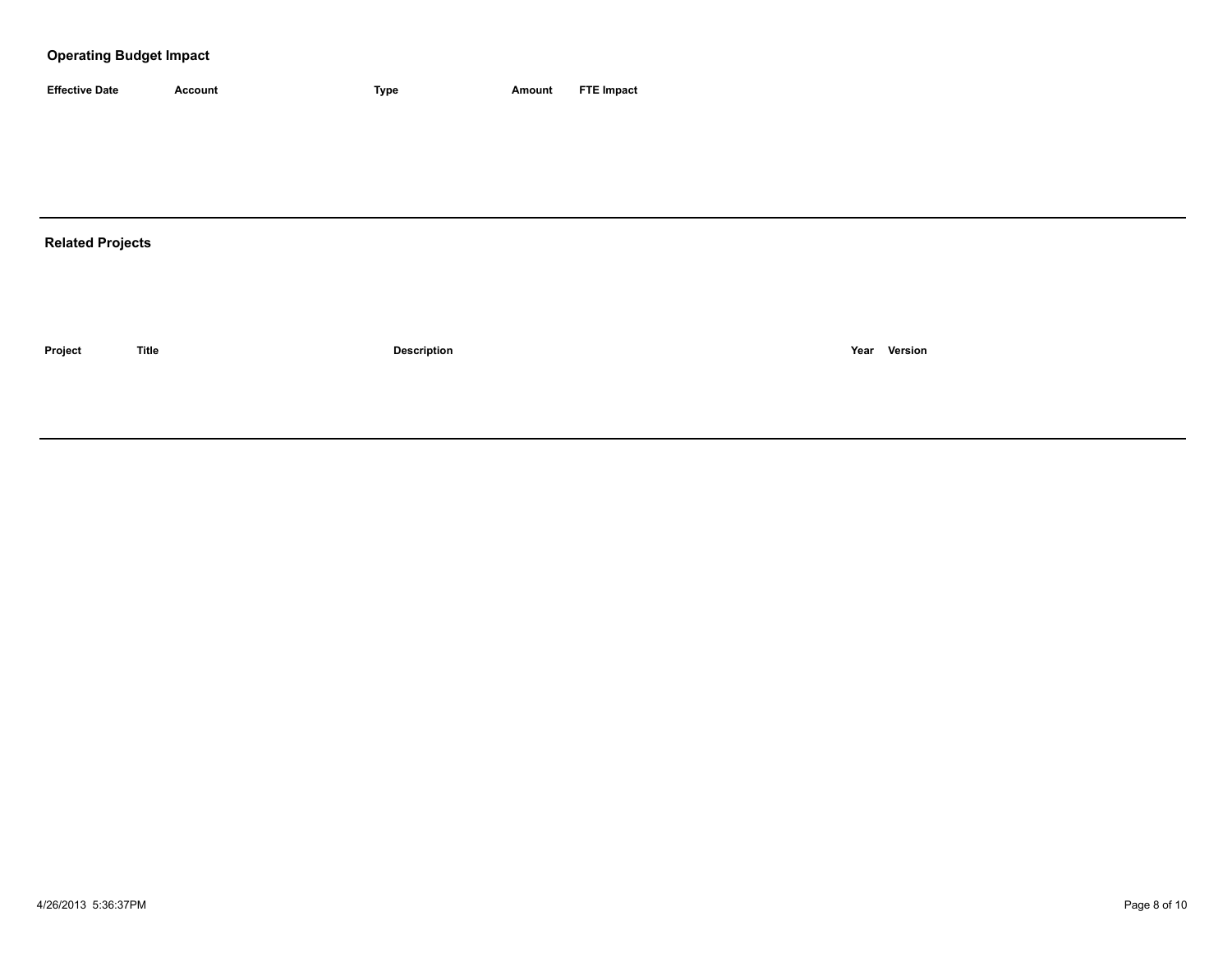## Operating Budget Impact

| Effective Date | Account | Type | Amount | FTE Impact |
|---|---|---|---|---|

## Related Projects

| Project | Title | Description | Year | Version |
|---|---|---|---|---|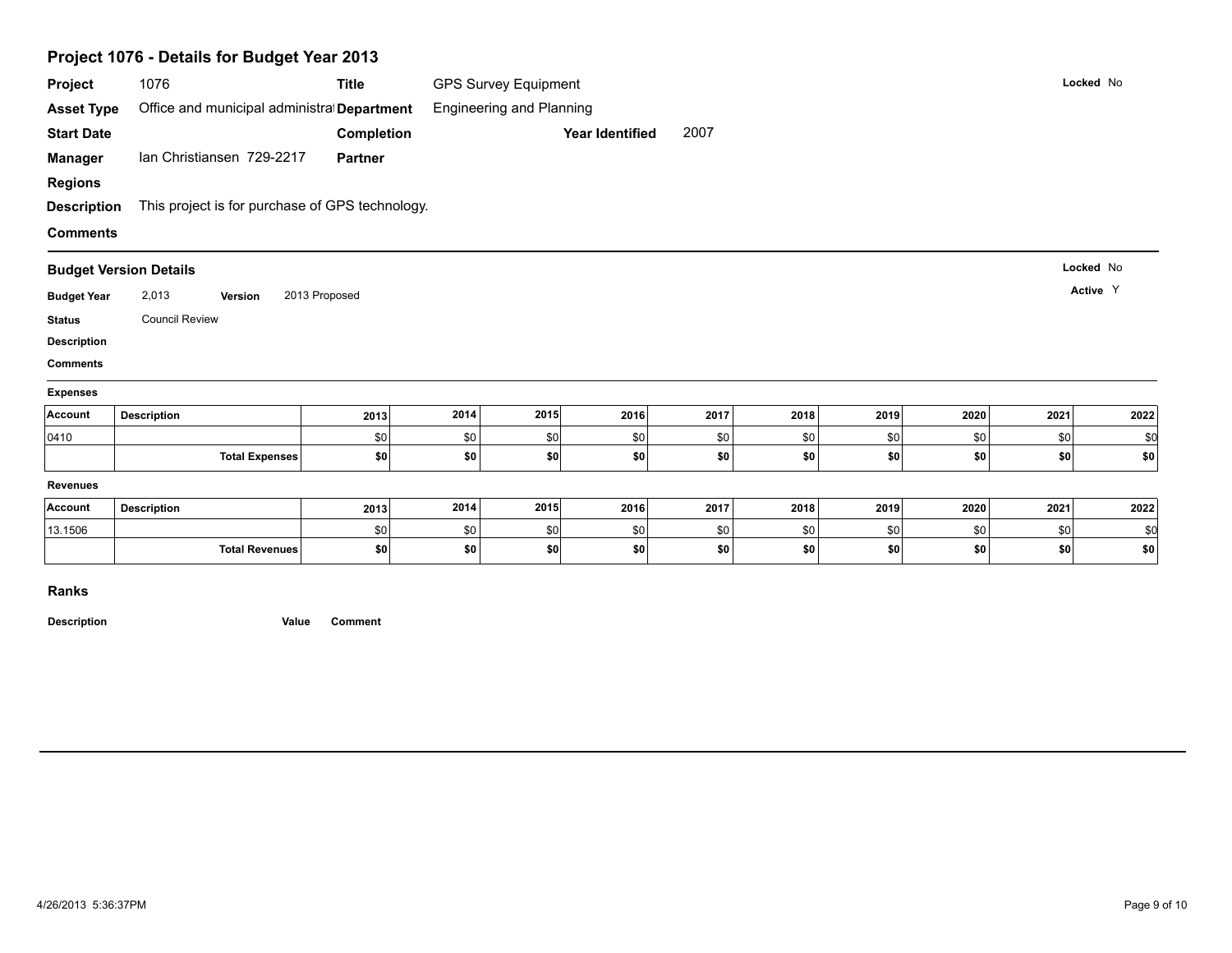# Project 1076 - Details for Budget Year 2013

**Project** 1076 **Title** GPS Survey Equipment **Locked** No

**Asset Type** Office and municipal administrat **Department** Engineering and Planning

**Start Date** **Completion** **Year Identified** 2007

**Manager** Ian Christiansen 729-2217 **Partner**

**Regions**

**Description** This project is for purchase of GPS technology.

**Comments**

---

## Budget Version Details

**Locked** No

**Active** Y

**Budget Year** 2,013 **Version** 2013 Proposed

**Status** Council Review

**Description**

**Comments**

### Expenses

| Account | Description | 2013 | 2014 | 2015 | 2016 | 2017 | 2018 | 2019 | 2020 | 2021 | 2022 |
|---|---|---|---|---|---|---|---|---|---|---|---|
| 0410 | | $0 | $0 | $0 | $0 | $0 | $0 | $0 | $0 | $0 | $0 |
| | **Total Expenses** | **$0** | **$0** | **$0** | **$0** | **$0** | **$0** | **$0** | **$0** | **$0** | **$0** |

### Revenues

| Account | Description | 2013 | 2014 | 2015 | 2016 | 2017 | 2018 | 2019 | 2020 | 2021 | 2022 |
|---|---|---|---|---|---|---|---|---|---|---|---|
| 13.1506 | | $0 | $0 | $0 | $0 | $0 | $0 | $0 | $0 | $0 | $0 |
| | **Total Revenues** | **$0** | **$0** | **$0** | **$0** | **$0** | **$0** | **$0** | **$0** | **$0** | **$0** |

## Ranks

| Description | Value | Comment |
|---|---|---|

4/26/2013 5:36:37PM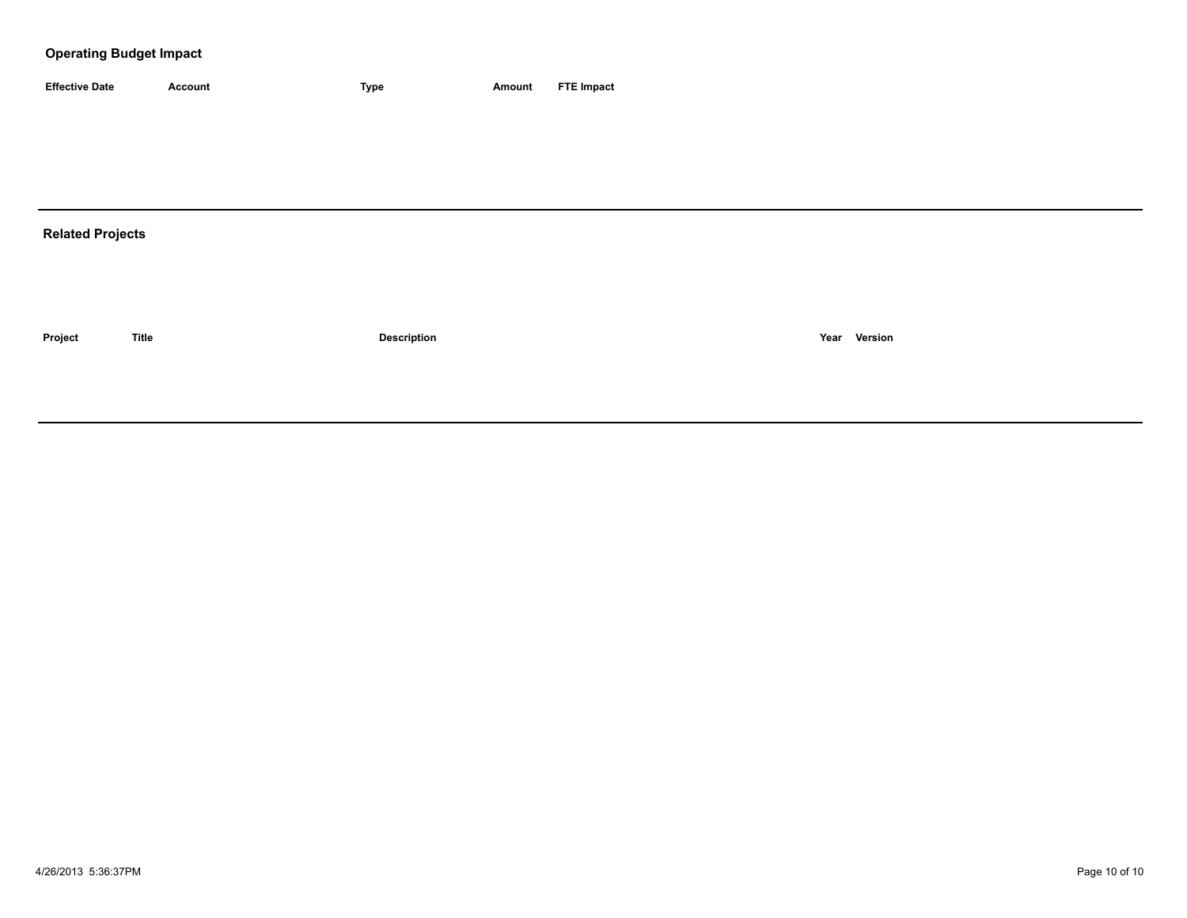## Operating Budget Impact

| Effective Date | Account | Type | Amount | FTE Impact |
|---|---|---|---|---|

## Related Projects

| Project | Title | Description | Year | Version |
|---|---|---|---|---|